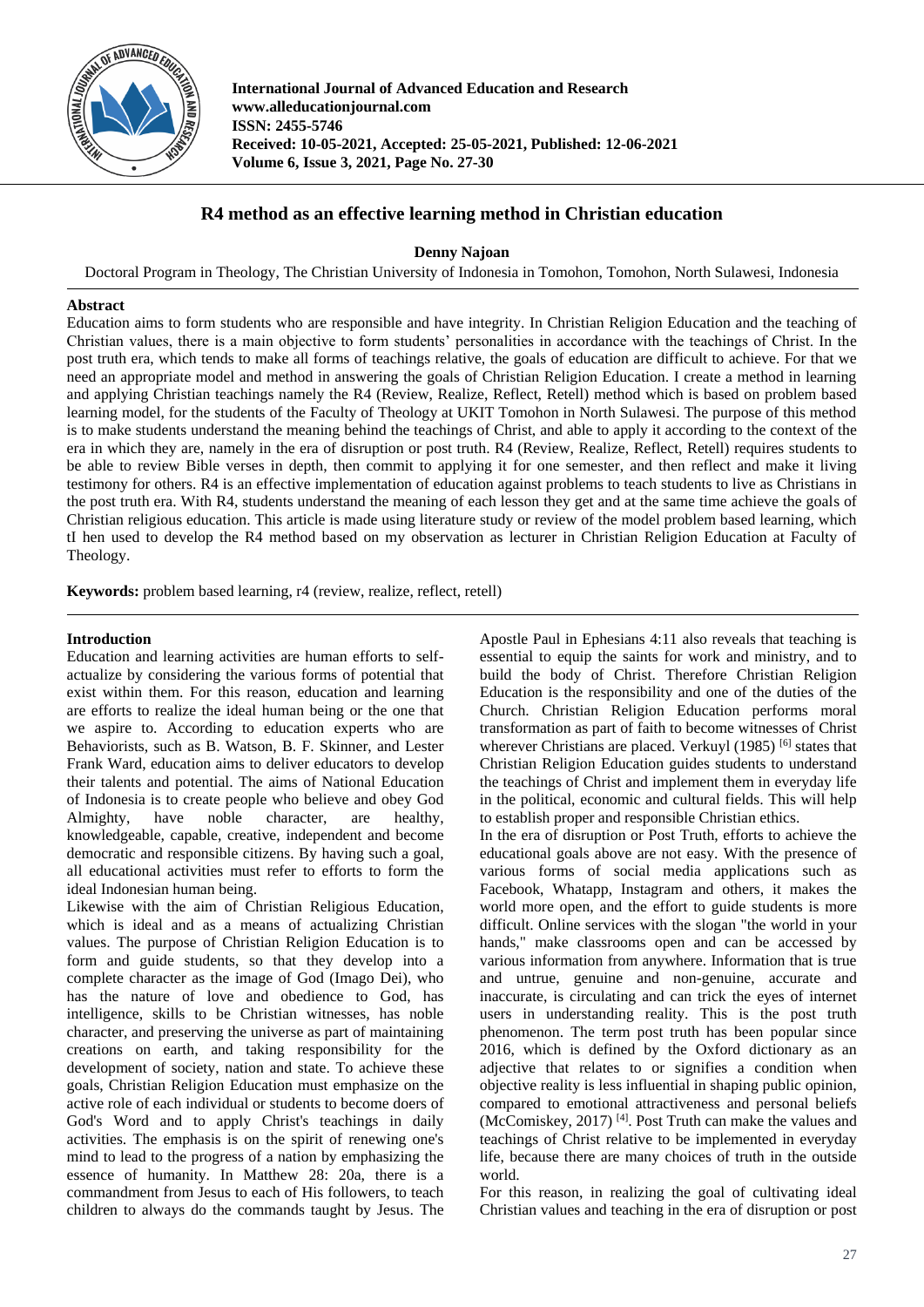# R4 method as an effective learning method in Christian education

**Denny Najoan**

Doctoral Program in Theology, The Christian University of Indonesia in Tomohon, Tomohon, North Sulawesi, Indonesia

## Abstract

Education aims to form students who are responsible and have integrity. In Christian Religion Education and the teaching of Christian values, there is a main objective to form students' personalities in accordance with the teachings of Christ. In the post truth era, which tends to make all forms of teachings relative, the goals of education are difficult to achieve. For that we need an appropriate model and method in answering the goals of Christian Religion Education. I create a method in learning and applying Christian teachings namely the R4 (Review, Realize, Reflect, Retell) method which is based on problem based learning model, for the students of the Faculty of Theology at UKIT Tomohon in North Sulawesi. The purpose of this method is to make students understand the meaning behind the teachings of Christ, and able to apply it according to the context of the era in which they are, namely in the era of disruption or post truth. R4 (Review, Realize, Reflect, Retell) requires students to be able to review Bible verses in depth, then commit to applying it for one semester, and then reflect and make it living testimony for others. R4 is an effective implementation of education against problems to teach students to live as Christians in the post truth era. With R4, students understand the meaning of each lesson they get and at the same time achieve the goals of Christian religious education. This article is made using literature study or review of the model problem based learning, which tI hen used to develop the R4 method based on my observation as lecturer in Christian Religion Education at Faculty of Theology.

**Keywords:** problem based learning, r4 (review, realize, reflect, retell)

## Introduction

Education and learning activities are human efforts to self-actualize by considering the various forms of potential that exist within them. For this reason, education and learning are efforts to realize the ideal human being or the one that we aspire to. According to education experts who are Behaviorists, such as B. Watson, B. F. Skinner, and Lester Frank Ward, education aims to deliver educators to develop their talents and potential. The aims of National Education of Indonesia is to create people who believe and obey God Almighty, have noble character, are healthy, knowledgeable, capable, creative, independent and become democratic and responsible citizens. By having such a goal, all educational activities must refer to efforts to form the ideal Indonesian human being.

Likewise with the aim of Christian Religious Education, which is ideal and as a means of actualizing Christian values. The purpose of Christian Religion Education is to form and guide students, so that they develop into a complete character as the image of God (Imago Dei), who has the nature of love and obedience to God, has intelligence, skills to be Christian witnesses, has noble character, and preserving the universe as part of maintaining creations on earth, and taking responsibility for the development of society, nation and state. To achieve these goals, Christian Religion Education must emphasize on the active role of each individual or students to become doers of God's Word and to apply Christ's teachings in daily activities. The emphasis is on the spirit of renewing one's mind to lead to the progress of a nation by emphasizing the essence of humanity. In Matthew 28: 20a, there is a commandment from Jesus to each of His followers, to teach children to always do the commands taught by Jesus. The Apostle Paul in Ephesians 4:11 also reveals that teaching is essential to equip the saints for work and ministry, and to build the body of Christ. Therefore Christian Religion Education is the responsibility and one of the duties of the Church. Christian Religion Education performs moral transformation as part of faith to become witnesses of Christ wherever Christians are placed. Verkuyl (1985) [6] states that Christian Religion Education guides students to understand the teachings of Christ and implement them in everyday life in the political, economic and cultural fields. This will help to establish proper and responsible Christian ethics.

In the era of disruption or Post Truth, efforts to achieve the educational goals above are not easy. With the presence of various forms of social media applications such as Facebook, Whatapp, Instagram and others, it makes the world more open, and the effort to guide students is more difficult. Online services with the slogan "the world in your hands," make classrooms open and can be accessed by various information from anywhere. Information that is true and untrue, genuine and non-genuine, accurate and inaccurate, is circulating and can trick the eyes of internet users in understanding reality. This is the post truth phenomenon. The term post truth has been popular since 2016, which is defined by the Oxford dictionary as an adjective that relates to or signifies a condition when objective reality is less influential in shaping public opinion, compared to emotional attractiveness and personal beliefs (McComiskey, 2017) [4]. Post Truth can make the values and teachings of Christ relative to be implemented in everyday life, because there are many choices of truth in the outside world.

For this reason, in realizing the goal of cultivating ideal Christian values and teaching in the era of disruption or post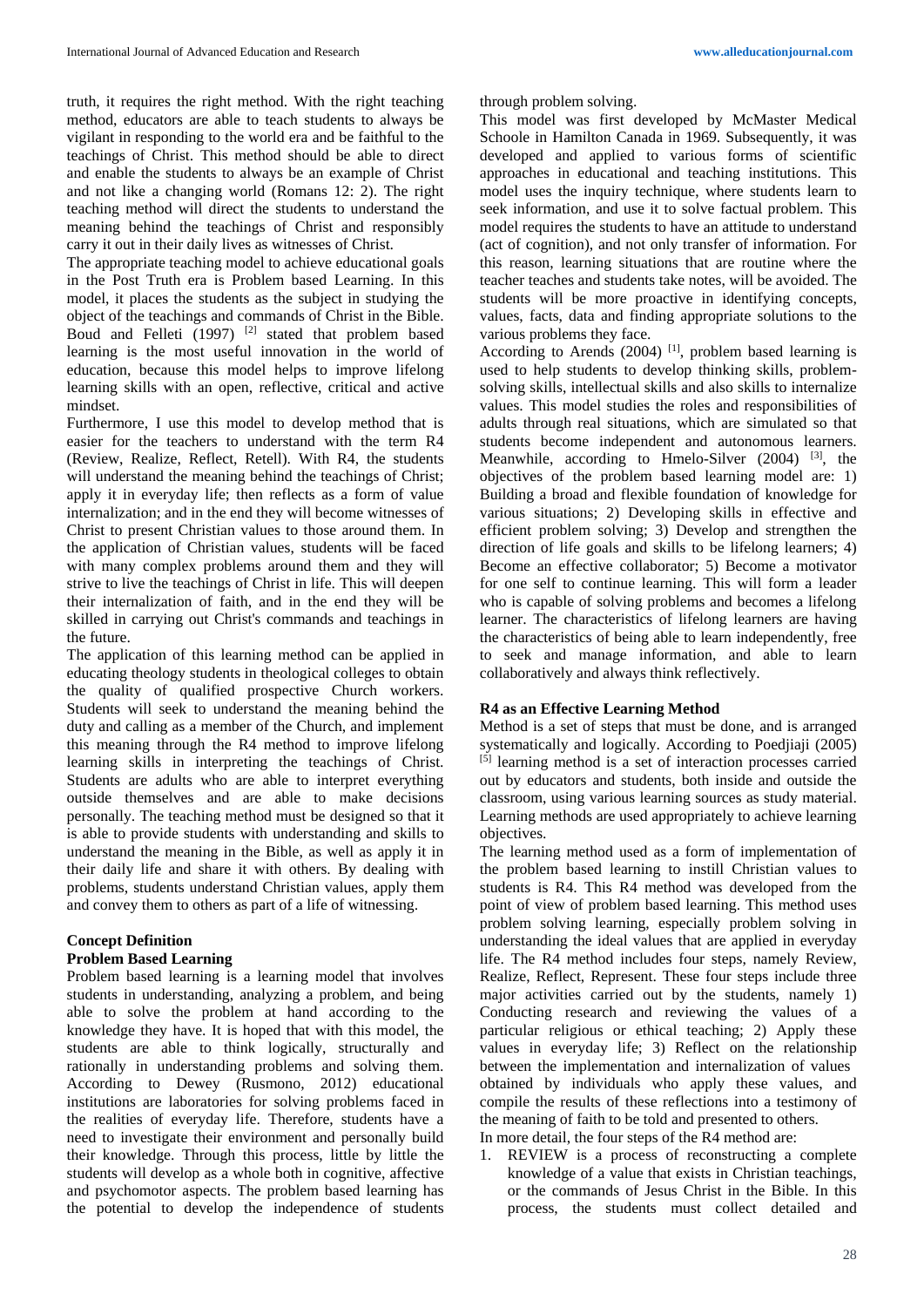truth, it requires the right method. With the right teaching method, educators are able to teach students to always be vigilant in responding to the world era and be faithful to the teachings of Christ. This method should be able to direct and enable the students to always be an example of Christ and not like a changing world (Romans 12: 2). The right teaching method will direct the students to understand the meaning behind the teachings of Christ and responsibly carry it out in their daily lives as witnesses of Christ.

The appropriate teaching model to achieve educational goals in the Post Truth era is Problem based Learning. In this model, it places the students as the subject in studying the object of the teachings and commands of Christ in the Bible. Boud and Felleti (1997) [2] stated that problem based learning is the most useful innovation in the world of education, because this model helps to improve lifelong learning skills with an open, reflective, critical and active mindset.

Furthermore, I use this model to develop method that is easier for the teachers to understand with the term R4 (Review, Realize, Reflect, Retell). With R4, the students will understand the meaning behind the teachings of Christ; apply it in everyday life; then reflects as a form of value internalization; and in the end they will become witnesses of Christ to present Christian values to those around them. In the application of Christian values, students will be faced with many complex problems around them and they will strive to live the teachings of Christ in life. This will deepen their internalization of faith, and in the end they will be skilled in carrying out Christ's commands and teachings in the future.

The application of this learning method can be applied in educating theology students in theological colleges to obtain the quality of qualified prospective Church workers. Students will seek to understand the meaning behind the duty and calling as a member of the Church, and implement this meaning through the R4 method to improve lifelong learning skills in interpreting the teachings of Christ. Students are adults who are able to interpret everything outside themselves and are able to make decisions personally. The teaching method must be designed so that it is able to provide students with understanding and skills to understand the meaning in the Bible, as well as apply it in their daily life and share it with others. By dealing with problems, students understand Christian values, apply them and convey them to others as part of a life of witnessing.

## Concept Definition

### Problem Based Learning

Problem based learning is a learning model that involves students in understanding, analyzing a problem, and being able to solve the problem at hand according to the knowledge they have. It is hoped that with this model, the students are able to think logically, structurally and rationally in understanding problems and solving them. According to Dewey (Rusmono, 2012) educational institutions are laboratories for solving problems faced in the realities of everyday life. Therefore, students have a need to investigate their environment and personally build their knowledge. Through this process, little by little the students will develop as a whole both in cognitive, affective and psychomotor aspects. The problem based learning has the potential to develop the independence of students through problem solving.

This model was first developed by McMaster Medical Schoole in Hamilton Canada in 1969. Subsequently, it was developed and applied to various forms of scientific approaches in educational and teaching institutions. This model uses the inquiry technique, where students learn to seek information, and use it to solve factual problem. This model requires the students to have an attitude to understand (act of cognition), and not only transfer of information. For this reason, learning situations that are routine where the teacher teaches and students take notes, will be avoided. The students will be more proactive in identifying concepts, values, facts, data and finding appropriate solutions to the various problems they face.

According to Arends (2004) [1], problem based learning is used to help students to develop thinking skills, problem-solving skills, intellectual skills and also skills to internalize values. This model studies the roles and responsibilities of adults through real situations, which are simulated so that students become independent and autonomous learners. Meanwhile, according to Hmelo-Silver (2004) [3], the objectives of the problem based learning model are: 1) Building a broad and flexible foundation of knowledge for various situations; 2) Developing skills in effective and efficient problem solving; 3) Develop and strengthen the direction of life goals and skills to be lifelong learners; 4) Become an effective collaborator; 5) Become a motivator for one self to continue learning. This will form a leader who is capable of solving problems and becomes a lifelong learner. The characteristics of lifelong learners are having the characteristics of being able to learn independently, free to seek and manage information, and able to learn collaboratively and always think reflectively.

### R4 as an Effective Learning Method

Method is a set of steps that must be done, and is arranged systematically and logically. According to Poedjiaji (2005) [5] learning method is a set of interaction processes carried out by educators and students, both inside and outside the classroom, using various learning sources as study material. Learning methods are used appropriately to achieve learning objectives.

The learning method used as a form of implementation of the problem based learning to instill Christian values to students is R4. This R4 method was developed from the point of view of problem based learning. This method uses problem solving learning, especially problem solving in understanding the ideal values that are applied in everyday life. The R4 method includes four steps, namely Review, Realize, Reflect, Represent. These four steps include three major activities carried out by the students, namely 1) Conducting research and reviewing the values of a particular religious or ethical teaching; 2) Apply these values in everyday life; 3) Reflect on the relationship between the implementation and internalization of values obtained by individuals who apply these values, and compile the results of these reflections into a testimony of the meaning of faith to be told and presented to others.

In more detail, the four steps of the R4 method are:

1. REVIEW is a process of reconstructing a complete knowledge of a value that exists in Christian teachings, or the commands of Jesus Christ in the Bible. In this process, the students must collect detailed and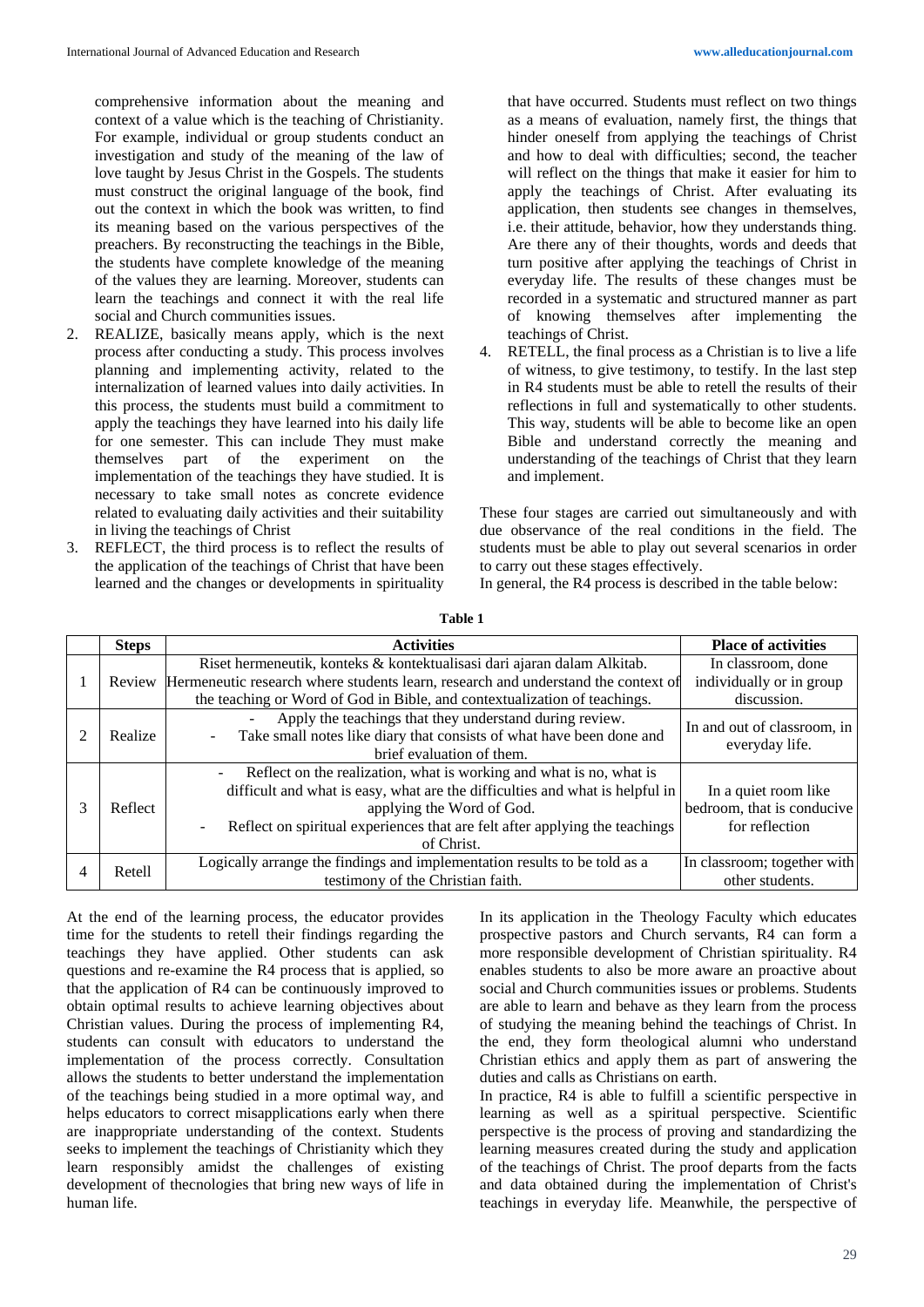comprehensive information about the meaning and context of a value which is the teaching of Christianity. For example, individual or group students conduct an investigation and study of the meaning of the law of love taught by Jesus Christ in the Gospels. The students must construct the original language of the book, find out the context in which the book was written, to find its meaning based on the various perspectives of the preachers. By reconstructing the teachings in the Bible, the students have complete knowledge of the meaning of the values they are learning. Moreover, students can learn the teachings and connect it with the real life social and Church communities issues.

2. REALIZE, basically means apply, which is the next process after conducting a study. This process involves planning and implementing activity, related to the internalization of learned values into daily activities. In this process, the students must build a commitment to apply the teachings they have learned into his daily life for one semester. This can include They must make themselves part of the experiment on the implementation of the teachings they have studied. It is necessary to take small notes as concrete evidence related to evaluating daily activities and their suitability in living the teachings of Christ
3. REFLECT, the third process is to reflect the results of the application of the teachings of Christ that have been learned and the changes or developments in spirituality that have occurred. Students must reflect on two things as a means of evaluation, namely first, the things that hinder oneself from applying the teachings of Christ and how to deal with difficulties; second, the teacher will reflect on the things that make it easier for him to apply the teachings of Christ. After evaluating its application, then students see changes in themselves, i.e. their attitude, behavior, how they understands thing. Are there any of their thoughts, words and deeds that turn positive after applying the teachings of Christ in everyday life. The results of these changes must be recorded in a systematic and structured manner as part of knowing themselves after implementing the teachings of Christ.
4. RETELL, the final process as a Christian is to live a life of witness, to give testimony, to testify. In the last step in R4 students must be able to retell the results of their reflections in full and systematically to other students. This way, students will be able to become like an open Bible and understand correctly the meaning and understanding of the teachings of Christ that they learn and implement.

These four stages are carried out simultaneously and with due observance of the real conditions in the field. The students must be able to play out several scenarios in order to carry out these stages effectively.

In general, the R4 process is described in the table below:

**Table 1**

| | Steps | Activities | Place of activities |
|---|---|---|---|
| 1 | Review | Riset hermeneutik, konteks & kontektualisasi dari ajaran dalam Alkitab. Hermeneutic research where students learn, research and understand the context of the teaching or Word of God in Bible, and contextualization of teachings. | In classroom, done individually or in group discussion. |
| 2 | Realize | - Apply the teachings that they understand during review. - Take small notes like diary that consists of what have been done and brief evaluation of them. | In and out of classroom, in everyday life. |
| 3 | Reflect | - Reflect on the realization, what is working and what is no, what is difficult and what is easy, what are the difficulties and what is helpful in applying the Word of God. - Reflect on spiritual experiences that are felt after applying the teachings of Christ. | In a quiet room like bedroom, that is conducive for reflection |
| 4 | Retell | Logically arrange the findings and implementation results to be told as a testimony of the Christian faith. | In classroom; together with other students. |

At the end of the learning process, the educator provides time for the students to retell their findings regarding the teachings they have applied. Other students can ask questions and re-examine the R4 process that is applied, so that the application of R4 can be continuously improved to obtain optimal results to achieve learning objectives about Christian values. During the process of implementing R4, students can consult with educators to understand the implementation of the process correctly. Consultation allows the students to better understand the implementation of the teachings being studied in a more optimal way, and helps educators to correct misapplications early when there are inappropriate understanding of the context. Students seeks to implement the teachings of Christianity which they learn responsibly amidst the challenges of existing development of thecnologies that bring new ways of life in human life.

In its application in the Theology Faculty which educates prospective pastors and Church servants, R4 can form a more responsible development of Christian spirituality. R4 enables students to also be more aware an proactive about social and Church communities issues or problems. Students are able to learn and behave as they learn from the process of studying the meaning behind the teachings of Christ. In the end, they form theological alumni who understand Christian ethics and apply them as part of answering the duties and calls as Christians on earth.

In practice, R4 is able to fulfill a scientific perspective in learning as well as a spiritual perspective. Scientific perspective is the process of proving and standardizing the learning measures created during the study and application of the teachings of Christ. The proof departs from the facts and data obtained during the implementation of Christ's teachings in everyday life. Meanwhile, the perspective of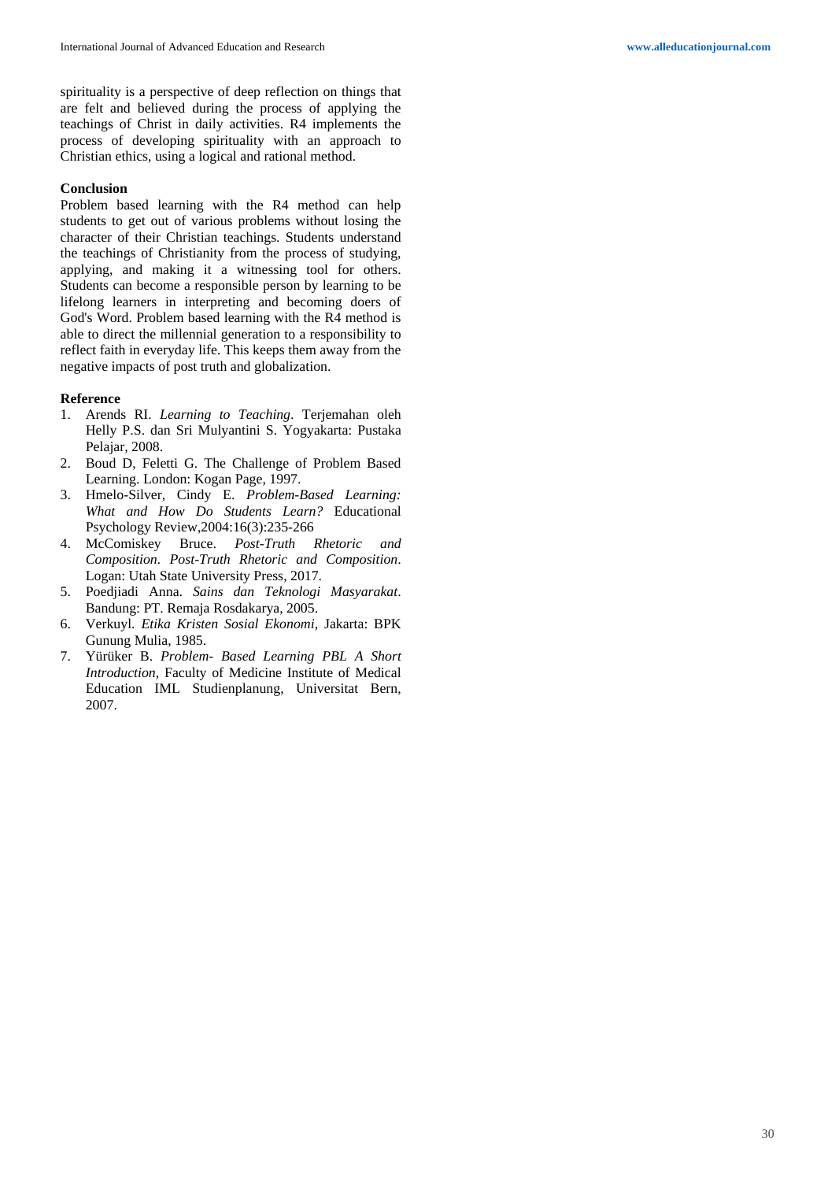spirituality is a perspective of deep reflection on things that are felt and believed during the process of applying the teachings of Christ in daily activities. R4 implements the process of developing spirituality with an approach to Christian ethics, using a logical and rational method.

## Conclusion

Problem based learning with the R4 method can help students to get out of various problems without losing the character of their Christian teachings. Students understand the teachings of Christianity from the process of studying, applying, and making it a witnessing tool for others. Students can become a responsible person by learning to be lifelong learners in interpreting and becoming doers of God's Word. Problem based learning with the R4 method is able to direct the millennial generation to a responsibility to reflect faith in everyday life. This keeps them away from the negative impacts of post truth and globalization.

## Reference

1. Arends RI. *Learning to Teaching*. Terjemahan oleh Helly P.S. dan Sri Mulyantini S. Yogyakarta: Pustaka Pelajar, 2008.
2. Boud D, Feletti G. The Challenge of Problem Based Learning. London: Kogan Page, 1997.
3. Hmelo-Silver, Cindy E. *Problem-Based Learning: What and How Do Students Learn?* Educational Psychology Review,2004:16(3):235-266
4. McComiskey Bruce. *Post-Truth Rhetoric and Composition. Post-Truth Rhetoric and Composition*. Logan: Utah State University Press, 2017.
5. Poedjiadi Anna. *Sains dan Teknologi Masyarakat*. Bandung: PT. Remaja Rosdakarya, 2005.
6. Verkuyl. *Etika Kristen Sosial Ekonomi*, Jakarta: BPK Gunung Mulia, 1985.
7. Yürüker B. *Problem- Based Learning PBL A Short Introduction*, Faculty of Medicine Institute of Medical Education IML Studienplanung, Universitat Bern, 2007.